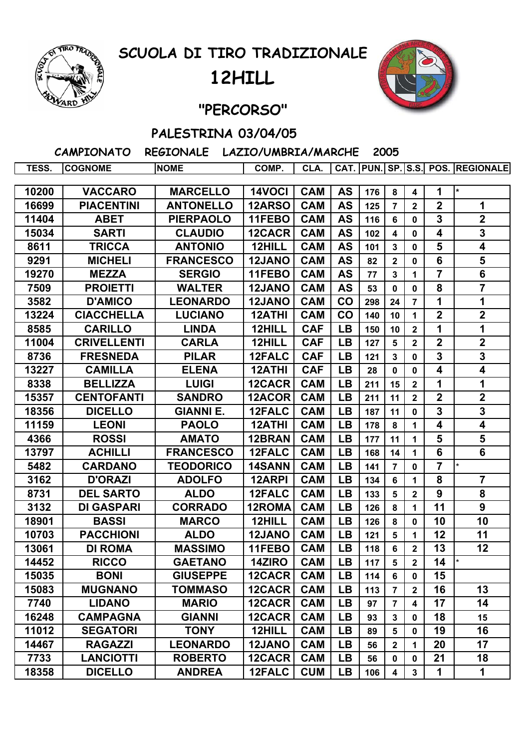# SCUOLA DI TIRO TRADIZIONALE

# 12HILL

## "PERCORSO"

### PALESTRINA 03/04/05

**CAMPIONATO REGIONALE LAZIO/UMBRIA/MARCHE 2005**

| TESS. | COGNOME | NOME | COMP. | CLA. | CAT. | PUN. | SP. | S.S. | POS. | REGIONALE |
|---|---|---|---|---|---|---|---|---|---|---|
| 10200 | VACCARO | MARCELLO | 14VOCI | CAM | AS | 176 | 8 | 4 | 1 | * |
| 16699 | PIACENTINI | ANTONELLO | 12ARSO | CAM | AS | 125 | 7 | 2 | 2 | 1 |
| 11404 | ABET | PIERPAOLO | 11FEBO | CAM | AS | 116 | 6 | 0 | 3 | 2 |
| 15034 | SARTI | CLAUDIO | 12CACR | CAM | AS | 102 | 4 | 0 | 4 | 3 |
| 8611 | TRICCA | ANTONIO | 12HILL | CAM | AS | 101 | 3 | 0 | 5 | 4 |
| 9291 | MICHELI | FRANCESCO | 12JANO | CAM | AS | 82 | 2 | 0 | 6 | 5 |
| 19270 | MEZZA | SERGIO | 11FEBO | CAM | AS | 77 | 3 | 1 | 7 | 6 |
| 7509 | PROIETTI | WALTER | 12JANO | CAM | AS | 53 | 0 | 0 | 8 | 7 |
| 3582 | D'AMICO | LEONARDO | 12JANO | CAM | CO | 298 | 24 | 7 | 1 | 1 |
| 13224 | CIACCHELLA | LUCIANO | 12ATHI | CAM | CO | 140 | 10 | 1 | 2 | 2 |
| 8585 | CARILLO | LINDA | 12HILL | CAF | LB | 150 | 10 | 2 | 1 | 1 |
| 11004 | CRIVELLENTI | CARLA | 12HILL | CAF | LB | 127 | 5 | 2 | 2 | 2 |
| 8736 | FRESNEDA | PILAR | 12FALC | CAF | LB | 121 | 3 | 0 | 3 | 3 |
| 13227 | CAMILLA | ELENA | 12ATHI | CAF | LB | 28 | 0 | 0 | 4 | 4 |
| 8338 | BELLIZZA | LUIGI | 12CACR | CAM | LB | 211 | 15 | 2 | 1 | 1 |
| 15357 | CENTOFANTI | SANDRO | 12ACOR | CAM | LB | 211 | 11 | 2 | 2 | 2 |
| 18356 | DICELLO | GIANNI E. | 12FALC | CAM | LB | 187 | 11 | 0 | 3 | 3 |
| 11159 | LEONI | PAOLO | 12ATHI | CAM | LB | 178 | 8 | 1 | 4 | 4 |
| 4366 | ROSSI | AMATO | 12BRAN | CAM | LB | 177 | 11 | 1 | 5 | 5 |
| 13797 | ACHILLI | FRANCESCO | 12FALC | CAM | LB | 168 | 14 | 1 | 6 | 6 |
| 5482 | CARDANO | TEODORICO | 14SANN | CAM | LB | 141 | 7 | 0 | 7 | * |
| 3162 | D'ORAZI | ADOLFO | 12ARPI | CAM | LB | 134 | 6 | 1 | 8 | 7 |
| 8731 | DEL SARTO | ALDO | 12FALC | CAM | LB | 133 | 5 | 2 | 9 | 8 |
| 3132 | DI GASPARI | CORRADO | 12ROMA | CAM | LB | 126 | 8 | 1 | 11 | 9 |
| 18901 | BASSI | MARCO | 12HILL | CAM | LB | 126 | 8 | 0 | 10 | 10 |
| 10703 | PACCHIONI | ALDO | 12JANO | CAM | LB | 121 | 5 | 1 | 12 | 11 |
| 13061 | DI ROMA | MASSIMO | 11FEBO | CAM | LB | 118 | 6 | 2 | 13 | 12 |
| 14452 | RICCO | GAETANO | 14ZIRO | CAM | LB | 117 | 5 | 2 | 14 | * |
| 15035 | BONI | GIUSEPPE | 12CACR | CAM | LB | 114 | 6 | 0 | 15 | |
| 15083 | MUGNANO | TOMMASO | 12CACR | CAM | LB | 113 | 7 | 2 | 16 | 13 |
| 7740 | LIDANO | MARIO | 12CACR | CAM | LB | 97 | 7 | 4 | 17 | 14 |
| 16248 | CAMPAGNA | GIANNI | 12CACR | CAM | LB | 93 | 3 | 0 | 18 | 15 |
| 11012 | SEGATORI | TONY | 12HILL | CAM | LB | 89 | 5 | 0 | 19 | 16 |
| 14467 | RAGAZZI | LEONARDO | 12JANO | CAM | LB | 56 | 2 | 1 | 20 | 17 |
| 7733 | LANCIOTTI | ROBERTO | 12CACR | CAM | LB | 56 | 0 | 0 | 21 | 18 |
| 18358 | DICELLO | ANDREA | 12FALC | CUM | LB | 106 | 4 | 3 | 1 | 1 |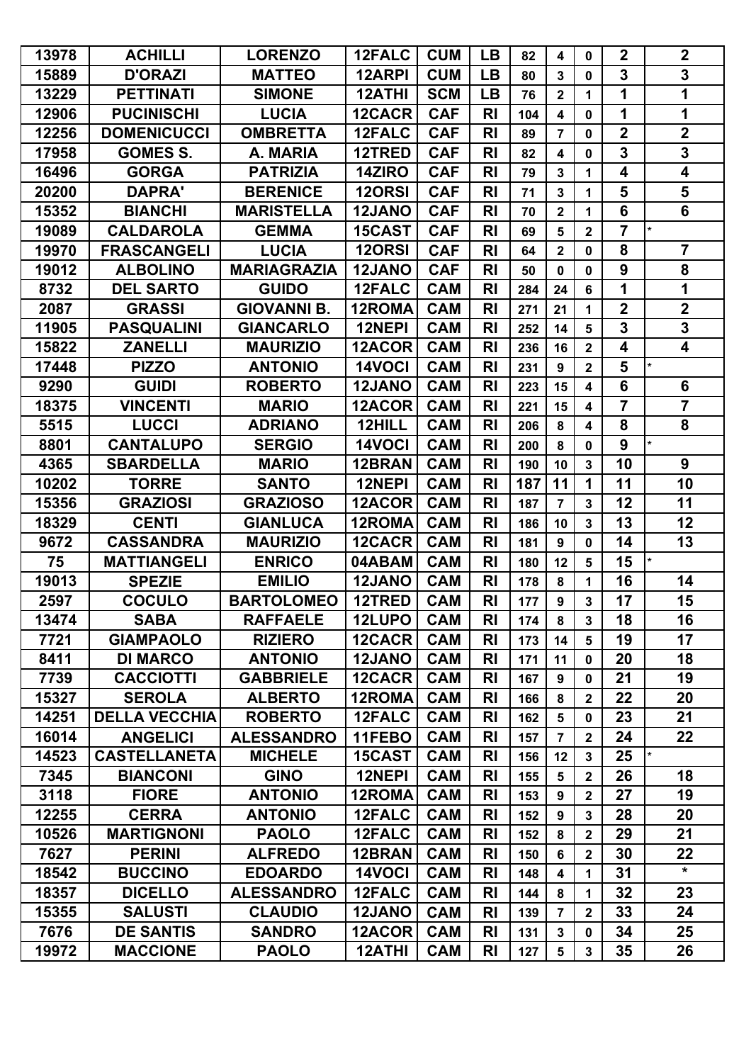| | | | | | | | | | | |
|---|---|---|---|---|---|---|---|---|---|---|
| 13978 | ACHILLI | LORENZO | 12FALC | CUM | LB | 82 | 4 | 0 | 2 | 2 |
| 15889 | D'ORAZI | MATTEO | 12ARPI | CUM | LB | 80 | 3 | 0 | 3 | 3 |
| 13229 | PETTINATI | SIMONE | 12ATHI | SCM | LB | 76 | 2 | 1 | 1 | 1 |
| 12906 | PUCINISCHI | LUCIA | 12CACR | CAF | RI | 104 | 4 | 0 | 1 | 1 |
| 12256 | DOMENICUCCI | OMBRETTA | 12FALC | CAF | RI | 89 | 7 | 0 | 2 | 2 |
| 17958 | GOMES S. | A. MARIA | 12TRED | CAF | RI | 82 | 4 | 0 | 3 | 3 |
| 16496 | GORGA | PATRIZIA | 14ZIRO | CAF | RI | 79 | 3 | 1 | 4 | 4 |
| 20200 | DAPRA' | BERENICE | 12ORSI | CAF | RI | 71 | 3 | 1 | 5 | 5 |
| 15352 | BIANCHI | MARISTELLA | 12JANO | CAF | RI | 70 | 2 | 1 | 6 | 6 |
| 19089 | CALDAROLA | GEMMA | 15CAST | CAF | RI | 69 | 5 | 2 | 7 | * |
| 19970 | FRASCANGELI | LUCIA | 12ORSI | CAF | RI | 64 | 2 | 0 | 8 | 7 |
| 19012 | ALBOLINO | MARIAGRAZIA | 12JANO | CAF | RI | 50 | 0 | 0 | 9 | 8 |
| 8732 | DEL SARTO | GUIDO | 12FALC | CAM | RI | 284 | 24 | 6 | 1 | 1 |
| 2087 | GRASSI | GIOVANNI B. | 12ROMA | CAM | RI | 271 | 21 | 1 | 2 | 2 |
| 11905 | PASQUALINI | GIANCARLO | 12NEPI | CAM | RI | 252 | 14 | 5 | 3 | 3 |
| 15822 | ZANELLI | MAURIZIO | 12ACOR | CAM | RI | 236 | 16 | 2 | 4 | 4 |
| 17448 | PIZZO | ANTONIO | 14VOCI | CAM | RI | 231 | 9 | 2 | 5 | * |
| 9290 | GUIDI | ROBERTO | 12JANO | CAM | RI | 223 | 15 | 4 | 6 | 6 |
| 18375 | VINCENTI | MARIO | 12ACOR | CAM | RI | 221 | 15 | 4 | 7 | 7 |
| 5515 | LUCCI | ADRIANO | 12HILL | CAM | RI | 206 | 8 | 4 | 8 | 8 |
| 8801 | CANTALUPO | SERGIO | 14VOCI | CAM | RI | 200 | 8 | 0 | 9 | * |
| 4365 | SBARDELLA | MARIO | 12BRAN | CAM | RI | 190 | 10 | 3 | 10 | 9 |
| 10202 | TORRE | SANTO | 12NEPI | CAM | RI | 187 | 11 | 1 | 11 | 10 |
| 15356 | GRAZIOSI | GRAZIOSO | 12ACOR | CAM | RI | 187 | 7 | 3 | 12 | 11 |
| 18329 | CENTI | GIANLUCA | 12ROMA | CAM | RI | 186 | 10 | 3 | 13 | 12 |
| 9672 | CASSANDRA | MAURIZIO | 12CACR | CAM | RI | 181 | 9 | 0 | 14 | 13 |
| 75 | MATTIANGELI | ENRICO | 04ABAM | CAM | RI | 180 | 12 | 5 | 15 | * |
| 19013 | SPEZIE | EMILIO | 12JANO | CAM | RI | 178 | 8 | 1 | 16 | 14 |
| 2597 | COCULO | BARTOLOMEO | 12TRED | CAM | RI | 177 | 9 | 3 | 17 | 15 |
| 13474 | SABA | RAFFAELE | 12LUPO | CAM | RI | 174 | 8 | 3 | 18 | 16 |
| 7721 | GIAMPAOLO | RIZIERO | 12CACR | CAM | RI | 173 | 14 | 5 | 19 | 17 |
| 8411 | DI MARCO | ANTONIO | 12JANO | CAM | RI | 171 | 11 | 0 | 20 | 18 |
| 7739 | CACCIOTTI | GABBRIELE | 12CACR | CAM | RI | 167 | 9 | 0 | 21 | 19 |
| 15327 | SEROLA | ALBERTO | 12ROMA | CAM | RI | 166 | 8 | 2 | 22 | 20 |
| 14251 | DELLA VECCHIA | ROBERTO | 12FALC | CAM | RI | 162 | 5 | 0 | 23 | 21 |
| 16014 | ANGELICI | ALESSANDRO | 11FEBO | CAM | RI | 157 | 7 | 2 | 24 | 22 |
| 14523 | CASTELLANETA | MICHELE | 15CAST | CAM | RI | 156 | 12 | 3 | 25 | * |
| 7345 | BIANCONI | GINO | 12NEPI | CAM | RI | 155 | 5 | 2 | 26 | 18 |
| 3118 | FIORE | ANTONIO | 12ROMA | CAM | RI | 153 | 9 | 2 | 27 | 19 |
| 12255 | CERRA | ANTONIO | 12FALC | CAM | RI | 152 | 9 | 3 | 28 | 20 |
| 10526 | MARTIGNONI | PAOLO | 12FALC | CAM | RI | 152 | 8 | 2 | 29 | 21 |
| 7627 | PERINI | ALFREDO | 12BRAN | CAM | RI | 150 | 6 | 2 | 30 | 22 |
| 18542 | BUCCINO | EDOARDO | 14VOCI | CAM | RI | 148 | 4 | 1 | 31 | * |
| 18357 | DICELLO | ALESSANDRO | 12FALC | CAM | RI | 144 | 8 | 1 | 32 | 23 |
| 15355 | SALUSTI | CLAUDIO | 12JANO | CAM | RI | 139 | 7 | 2 | 33 | 24 |
| 7676 | DE SANTIS | SANDRO | 12ACOR | CAM | RI | 131 | 3 | 0 | 34 | 25 |
| 19972 | MACCIONE | PAOLO | 12ATHI | CAM | RI | 127 | 5 | 3 | 35 | 26 |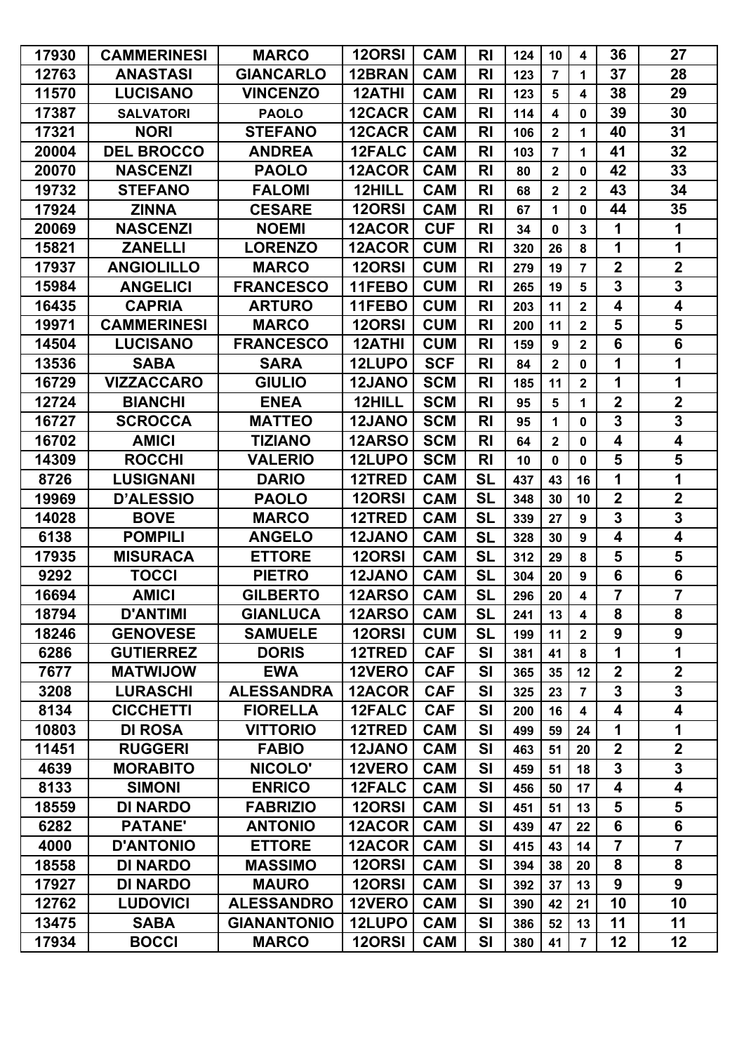| 17930 | CAMMERINESI | MARCO | 12ORSI | CAM | RI | 124 | 10 | 4 | 36 | 27 |
|---|---|---|---|---|---|---|---|---|---|---|
| 12763 | ANASTASI | GIANCARLO | 12BRAN | CAM | RI | 123 | 7 | 1 | 37 | 28 |
| 11570 | LUCISANO | VINCENZO | 12ATHI | CAM | RI | 123 | 5 | 4 | 38 | 29 |
| 17387 | SALVATORI | PAOLO | 12CACR | CAM | RI | 114 | 4 | 0 | 39 | 30 |
| 17321 | NORI | STEFANO | 12CACR | CAM | RI | 106 | 2 | 1 | 40 | 31 |
| 20004 | DEL BROCCO | ANDREA | 12FALC | CAM | RI | 103 | 7 | 1 | 41 | 32 |
| 20070 | NASCENZI | PAOLO | 12ACOR | CAM | RI | 80 | 2 | 0 | 42 | 33 |
| 19732 | STEFANO | FALOMI | 12HILL | CAM | RI | 68 | 2 | 2 | 43 | 34 |
| 17924 | ZINNA | CESARE | 12ORSI | CAM | RI | 67 | 1 | 0 | 44 | 35 |
| 20069 | NASCENZI | NOEMI | 12ACOR | CUF | RI | 34 | 0 | 3 | 1 | 1 |
| 15821 | ZANELLI | LORENZO | 12ACOR | CUM | RI | 320 | 26 | 8 | 1 | 1 |
| 17937 | ANGIOLILLO | MARCO | 12ORSI | CUM | RI | 279 | 19 | 7 | 2 | 2 |
| 15984 | ANGELICI | FRANCESCO | 11FEBO | CUM | RI | 265 | 19 | 5 | 3 | 3 |
| 16435 | CAPRIA | ARTURO | 11FEBO | CUM | RI | 203 | 11 | 2 | 4 | 4 |
| 19971 | CAMMERINESI | MARCO | 12ORSI | CUM | RI | 200 | 11 | 2 | 5 | 5 |
| 14504 | LUCISANO | FRANCESCO | 12ATHI | CUM | RI | 159 | 9 | 2 | 6 | 6 |
| 13536 | SABA | SARA | 12LUPO | SCF | RI | 84 | 2 | 0 | 1 | 1 |
| 16729 | VIZZACCARO | GIULIO | 12JANO | SCM | RI | 185 | 11 | 2 | 1 | 1 |
| 12724 | BIANCHI | ENEA | 12HILL | SCM | RI | 95 | 5 | 1 | 2 | 2 |
| 16727 | SCROCCA | MATTEO | 12JANO | SCM | RI | 95 | 1 | 0 | 3 | 3 |
| 16702 | AMICI | TIZIANO | 12ARSO | SCM | RI | 64 | 2 | 0 | 4 | 4 |
| 14309 | ROCCHI | VALERIO | 12LUPO | SCM | RI | 10 | 0 | 0 | 5 | 5 |
| 8726 | LUSIGNANI | DARIO | 12TRED | CAM | SL | 437 | 43 | 16 | 1 | 1 |
| 19969 | D'ALESSIO | PAOLO | 12ORSI | CAM | SL | 348 | 30 | 10 | 2 | 2 |
| 14028 | BOVE | MARCO | 12TRED | CAM | SL | 339 | 27 | 9 | 3 | 3 |
| 6138 | POMPILI | ANGELO | 12JANO | CAM | SL | 328 | 30 | 9 | 4 | 4 |
| 17935 | MISURACA | ETTORE | 12ORSI | CAM | SL | 312 | 29 | 8 | 5 | 5 |
| 9292 | TOCCI | PIETRO | 12JANO | CAM | SL | 304 | 20 | 9 | 6 | 6 |
| 16694 | AMICI | GILBERTO | 12ARSO | CAM | SL | 296 | 20 | 4 | 7 | 7 |
| 18794 | D'ANTIMI | GIANLUCA | 12ARSO | CAM | SL | 241 | 13 | 4 | 8 | 8 |
| 18246 | GENOVESE | SAMUELE | 12ORSI | CUM | SL | 199 | 11 | 2 | 9 | 9 |
| 6286 | GUTIERREZ | DORIS | 12TRED | CAF | SI | 381 | 41 | 8 | 1 | 1 |
| 7677 | MATWIJOW | EWA | 12VERO | CAF | SI | 365 | 35 | 12 | 2 | 2 |
| 3208 | LURASCHI | ALESSANDRA | 12ACOR | CAF | SI | 325 | 23 | 7 | 3 | 3 |
| 8134 | CICCHETTI | FIORELLA | 12FALC | CAF | SI | 200 | 16 | 4 | 4 | 4 |
| 10803 | DI ROSA | VITTORIO | 12TRED | CAM | SI | 499 | 59 | 24 | 1 | 1 |
| 11451 | RUGGERI | FABIO | 12JANO | CAM | SI | 463 | 51 | 20 | 2 | 2 |
| 4639 | MORABITO | NICOLO' | 12VERO | CAM | SI | 459 | 51 | 18 | 3 | 3 |
| 8133 | SIMONI | ENRICO | 12FALC | CAM | SI | 456 | 50 | 17 | 4 | 4 |
| 18559 | DI NARDO | FABRIZIO | 12ORSI | CAM | SI | 451 | 51 | 13 | 5 | 5 |
| 6282 | PATANE' | ANTONIO | 12ACOR | CAM | SI | 439 | 47 | 22 | 6 | 6 |
| 4000 | D'ANTONIO | ETTORE | 12ACOR | CAM | SI | 415 | 43 | 14 | 7 | 7 |
| 18558 | DI NARDO | MASSIMO | 12ORSI | CAM | SI | 394 | 38 | 20 | 8 | 8 |
| 17927 | DI NARDO | MAURO | 12ORSI | CAM | SI | 392 | 37 | 13 | 9 | 9 |
| 12762 | LUDOVICI | ALESSANDRO | 12VERO | CAM | SI | 390 | 42 | 21 | 10 | 10 |
| 13475 | SABA | GIANANTONIO | 12LUPO | CAM | SI | 386 | 52 | 13 | 11 | 11 |
| 17934 | BOCCI | MARCO | 12ORSI | CAM | SI | 380 | 41 | 7 | 12 | 12 |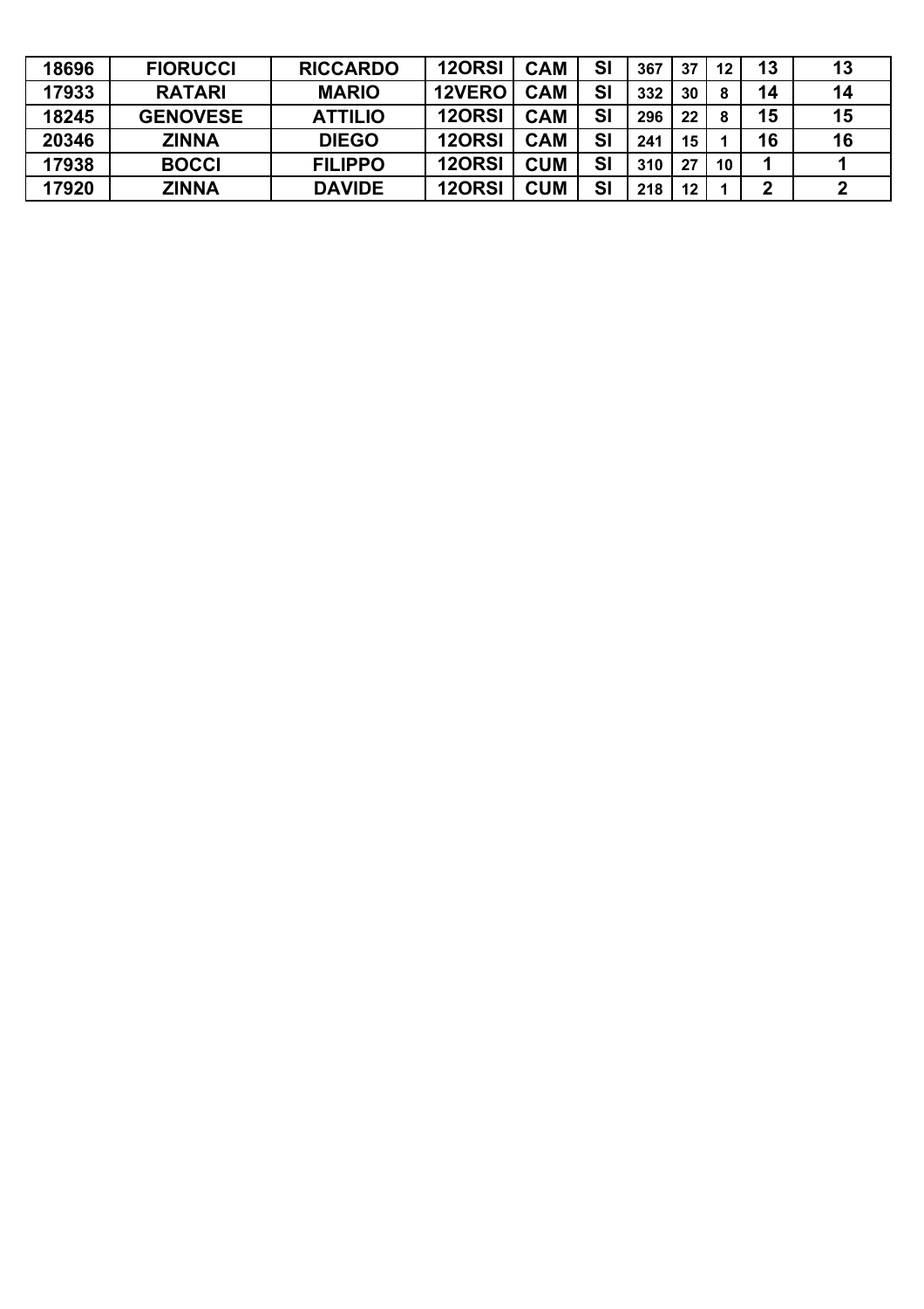| | | | | | | | | | | |
|---|---|---|---|---|---|---|---|---|---|---|
| 18696 | FIORUCCI | RICCARDO | 12ORSI | CAM | SI | 367 | 37 | 12 | 13 | 13 |
| 17933 | RATARI | MARIO | 12VERO | CAM | SI | 332 | 30 | 8 | 14 | 14 |
| 18245 | GENOVESE | ATTILIO | 12ORSI | CAM | SI | 296 | 22 | 8 | 15 | 15 |
| 20346 | ZINNA | DIEGO | 12ORSI | CAM | SI | 241 | 15 | 1 | 16 | 16 |
| 17938 | BOCCI | FILIPPO | 12ORSI | CUM | SI | 310 | 27 | 10 | 1 | 1 |
| 17920 | ZINNA | DAVIDE | 12ORSI | CUM | SI | 218 | 12 | 1 | 2 | 2 |